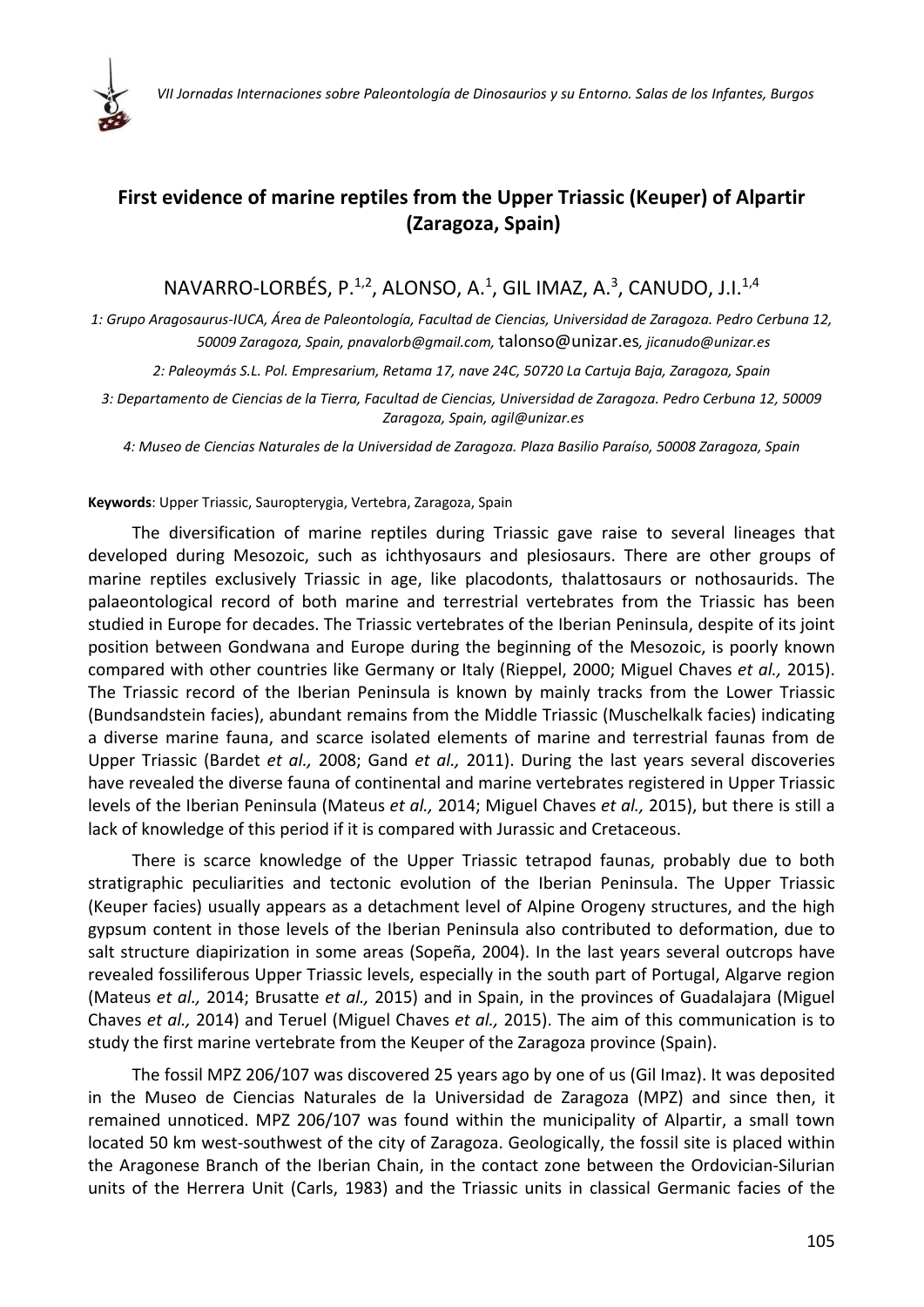# First evidence of marine reptiles from the Upper Triassic (Keuper) of Alpartir (Zaragoza, Spain)

NAVARRO-LORBÉS, P.[1,2], ALONSO, A.[1], GIL IMAZ, A.[3], CANUDO, J.I.[1,4]

1: Grupo Aragosaurus-IUCA, Área de Paleontología, Facultad de Ciencias, Universidad de Zaragoza. Pedro Cerbuna 12, 50009 Zaragoza, Spain, pnavalorb@gmail.com, talonso@unizar.es, jicanudo@unizar.es

2: Paleoymás S.L. Pol. Empresarium, Retama 17, nave 24C, 50720 La Cartuja Baja, Zaragoza, Spain

3: Departamento de Ciencias de la Tierra, Facultad de Ciencias, Universidad de Zaragoza. Pedro Cerbuna 12, 50009 Zaragoza, Spain, agil@unizar.es

4: Museo de Ciencias Naturales de la Universidad de Zaragoza. Plaza Basilio Paraíso, 50008 Zaragoza, Spain

**Keywords**: Upper Triassic, Sauropterygia, Vertebra, Zaragoza, Spain

The diversification of marine reptiles during Triassic gave raise to several lineages that developed during Mesozoic, such as ichthyosaurs and plesiosaurs. There are other groups of marine reptiles exclusively Triassic in age, like placodonts, thalattosaurs or nothosaurids. The palaeontological record of both marine and terrestrial vertebrates from the Triassic has been studied in Europe for decades. The Triassic vertebrates of the Iberian Peninsula, despite of its joint position between Gondwana and Europe during the beginning of the Mesozoic, is poorly known compared with other countries like Germany or Italy (Rieppel, 2000; Miguel Chaves *et al.,* 2015). The Triassic record of the Iberian Peninsula is known by mainly tracks from the Lower Triassic (Bundsandstein facies), abundant remains from the Middle Triassic (Muschelkalk facies) indicating a diverse marine fauna, and scarce isolated elements of marine and terrestrial faunas from de Upper Triassic (Bardet *et al.,* 2008; Gand *et al.,* 2011). During the last years several discoveries have revealed the diverse fauna of continental and marine vertebrates registered in Upper Triassic levels of the Iberian Peninsula (Mateus *et al.,* 2014; Miguel Chaves *et al.,* 2015), but there is still a lack of knowledge of this period if it is compared with Jurassic and Cretaceous.

There is scarce knowledge of the Upper Triassic tetrapod faunas, probably due to both stratigraphic peculiarities and tectonic evolution of the Iberian Peninsula. The Upper Triassic (Keuper facies) usually appears as a detachment level of Alpine Orogeny structures, and the high gypsum content in those levels of the Iberian Peninsula also contributed to deformation, due to salt structure diapirization in some areas (Sopeña, 2004). In the last years several outcrops have revealed fossiliferous Upper Triassic levels, especially in the south part of Portugal, Algarve region (Mateus *et al.,* 2014; Brusatte *et al.,* 2015) and in Spain, in the provinces of Guadalajara (Miguel Chaves *et al.,* 2014) and Teruel (Miguel Chaves *et al.,* 2015). The aim of this communication is to study the first marine vertebrate from the Keuper of the Zaragoza province (Spain).

The fossil MPZ 206/107 was discovered 25 years ago by one of us (Gil Imaz). It was deposited in the Museo de Ciencias Naturales de la Universidad de Zaragoza (MPZ) and since then, it remained unnoticed. MPZ 206/107 was found within the municipality of Alpartir, a small town located 50 km west-southwest of the city of Zaragoza. Geologically, the fossil site is placed within the Aragonese Branch of the Iberian Chain, in the contact zone between the Ordovician-Silurian units of the Herrera Unit (Carls, 1983) and the Triassic units in classical Germanic facies of the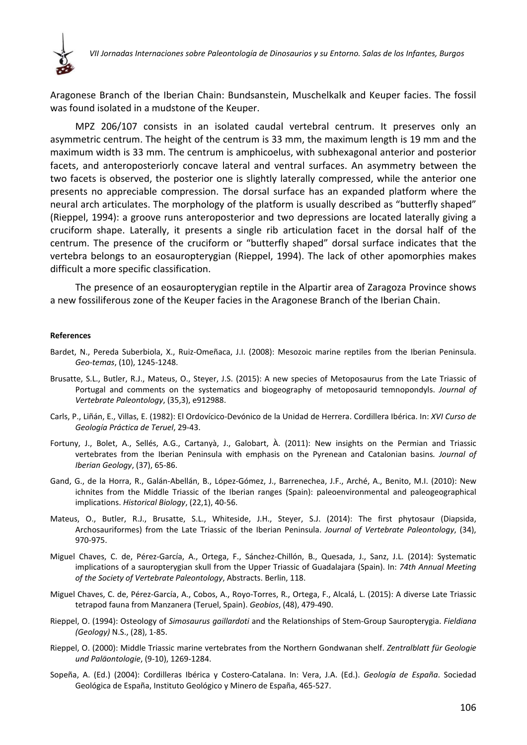Aragonese Branch of the Iberian Chain: Bundsanstein, Muschelkalk and Keuper facies. The fossil was found isolated in a mudstone of the Keuper.

MPZ 206/107 consists in an isolated caudal vertebral centrum. It preserves only an asymmetric centrum. The height of the centrum is 33 mm, the maximum length is 19 mm and the maximum width is 33 mm. The centrum is amphicoelus, with subhexagonal anterior and posterior facets, and anteroposteriorly concave lateral and ventral surfaces. An asymmetry between the two facets is observed, the posterior one is slightly laterally compressed, while the anterior one presents no appreciable compression. The dorsal surface has an expanded platform where the neural arch articulates. The morphology of the platform is usually described as "butterfly shaped" (Rieppel, 1994): a groove runs anteroposterior and two depressions are located laterally giving a cruciform shape. Laterally, it presents a single rib articulation facet in the dorsal half of the centrum. The presence of the cruciform or "butterfly shaped" dorsal surface indicates that the vertebra belongs to an eosauropterygian (Rieppel, 1994). The lack of other apomorphies makes difficult a more specific classification.

The presence of an eosauropterygian reptile in the Alpartir area of Zaragoza Province shows a new fossiliferous zone of the Keuper facies in the Aragonese Branch of the Iberian Chain.

#### References

Bardet, N., Pereda Suberbiola, X., Ruiz-Omeñaca, J.I. (2008): Mesozoic marine reptiles from the Iberian Peninsula. *Geo-temas*, (10), 1245-1248.

Brusatte, S.L., Butler, R.J., Mateus, O., Steyer, J.S. (2015): A new species of Metoposaurus from the Late Triassic of Portugal and comments on the systematics and biogeography of metoposaurid temnopondyls. *Journal of Vertebrate Paleontology*, (35,3), e912988.

Carls, P., Liñán, E., Villas, E. (1982): El Ordovícico-Devónico de la Unidad de Herrera. Cordillera Ibérica. In: *XVI Curso de Geología Práctica de Teruel*, 29-43.

Fortuny, J., Bolet, A., Sellés, A.G., Cartanyà, J., Galobart, À. (2011): New insights on the Permian and Triassic vertebrates from the Iberian Peninsula with emphasis on the Pyrenean and Catalonian basins. *Journal of Iberian Geology*, (37), 65-86.

Gand, G., de la Horra, R., Galán-Abellán, B., López-Gómez, J., Barrenechea, J.F., Arché, A., Benito, M.I. (2010): New ichnites from the Middle Triassic of the Iberian ranges (Spain): paleoenvironmental and paleogeographical implications. *Historical Biology*, (22,1), 40-56.

Mateus, O., Butler, R.J., Brusatte, S.L., Whiteside, J.H., Steyer, S.J. (2014): The first phytosaur (Diapsida, Archosauriformes) from the Late Triassic of the Iberian Peninsula. *Journal of Vertebrate Paleontology*, (34), 970-975.

Miguel Chaves, C. de, Pérez-García, A., Ortega, F., Sánchez-Chillón, B., Quesada, J., Sanz, J.L. (2014): Systematic implications of a sauropterygian skull from the Upper Triassic of Guadalajara (Spain). In: *74th Annual Meeting of the Society of Vertebrate Paleontology*, Abstracts. Berlin, 118.

Miguel Chaves, C. de, Pérez-García, A., Cobos, A., Royo-Torres, R., Ortega, F., Alcalá, L. (2015): A diverse Late Triassic tetrapod fauna from Manzanera (Teruel, Spain). *Geobios*, (48), 479-490.

Rieppel, O. (1994): Osteology of *Simosaurus gaillardoti* and the Relationships of Stem-Group Sauropterygia. *Fieldiana (Geology)* N.S., (28), 1-85.

Rieppel, O. (2000): Middle Triassic marine vertebrates from the Northern Gondwanan shelf. *Zentralblatt für Geologie und Paläontologie*, (9-10), 1269-1284.

Sopeña, A. (Ed.) (2004): Cordilleras Ibérica y Costero-Catalana. In: Vera, J.A. (Ed.). *Geología de España*. Sociedad Geológica de España, Instituto Geológico y Minero de España, 465-527.